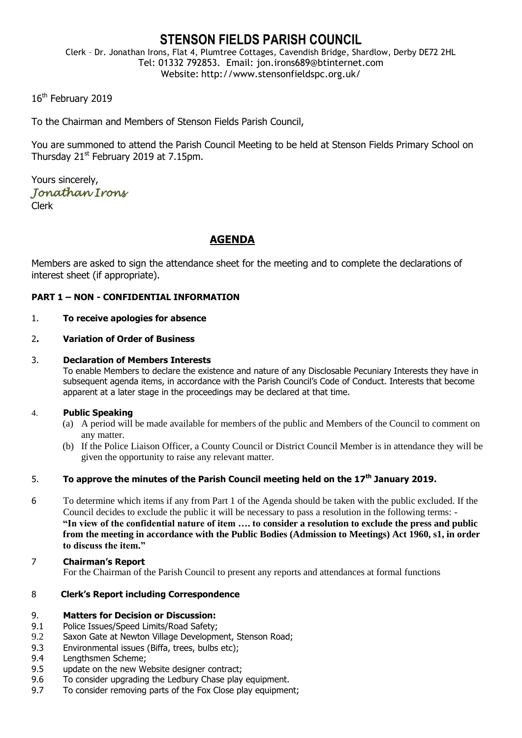# STENSON FIELDS PARISH COUNCIL

Clerk – Dr. Jonathan Irons, Flat 4, Plumtree Cottages, Cavendish Bridge, Shardlow, Derby DE72 2HL
Tel: 01332 792853. Email: jon.irons689@btinternet.com
Website: http://www.stensonfieldspc.org.uk/

16th February 2019

To the Chairman and Members of Stenson Fields Parish Council,

You are summoned to attend the Parish Council Meeting to be held at Stenson Fields Primary School on Thursday 21st February 2019 at 7.15pm.

Yours sincerely,
*Jonathan Irons*
Clerk

## AGENDA

Members are asked to sign the attendance sheet for the meeting and to complete the declarations of interest sheet (if appropriate).

### PART 1 – NON - CONFIDENTIAL INFORMATION

1. **To receive apologies for absence**

2. **Variation of Order of Business**

3. **Declaration of Members Interests**
   To enable Members to declare the existence and nature of any Disclosable Pecuniary Interests they have in subsequent agenda items, in accordance with the Parish Council's Code of Conduct. Interests that become apparent at a later stage in the proceedings may be declared at that time.

4. **Public Speaking**
   (a) A period will be made available for members of the public and Members of the Council to comment on any matter.
   (b) If the Police Liaison Officer, a County Council or District Council Member is in attendance they will be given the opportunity to raise any relevant matter.

5. **To approve the minutes of the Parish Council meeting held on the 17th January 2019.**

6. To determine which items if any from Part 1 of the Agenda should be taken with the public excluded. If the Council decides to exclude the public it will be necessary to pass a resolution in the following terms: - **"In view of the confidential nature of item …. to consider a resolution to exclude the press and public from the meeting in accordance with the Public Bodies (Admission to Meetings) Act 1960, s1, in order to discuss the item."**

7. **Chairman's Report**
   For the Chairman of the Parish Council to present any reports and attendances at formal functions

8. **Clerk's Report including Correspondence**

9. **Matters for Decision or Discussion:**
   9.1 Police Issues/Speed Limits/Road Safety;
   9.2 Saxon Gate at Newton Village Development, Stenson Road;
   9.3 Environmental issues (Biffa, trees, bulbs etc);
   9.4 Lengthsmen Scheme;
   9.5 update on the new Website designer contract;
   9.6 To consider upgrading the Ledbury Chase play equipment.
   9.7 To consider removing parts of the Fox Close play equipment;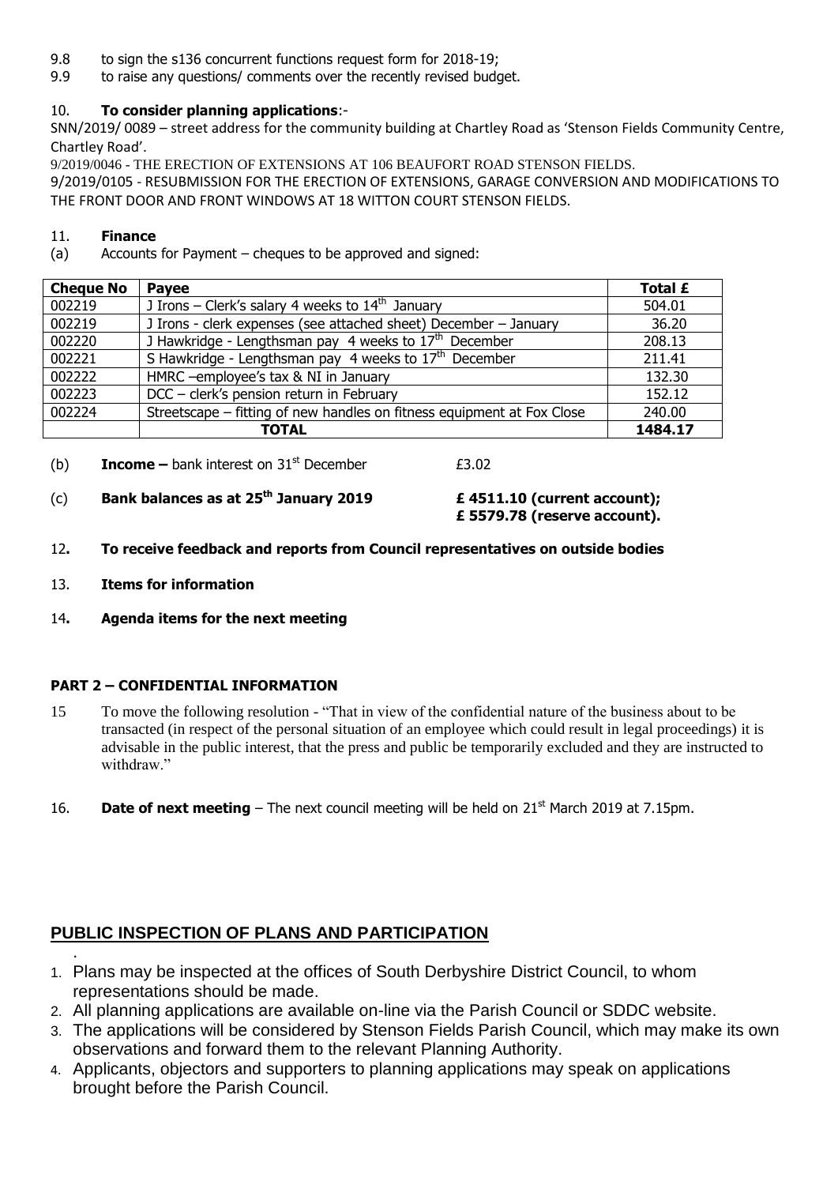9.8 to sign the s136 concurrent functions request form for 2018-19;
9.9 to raise any questions/ comments over the recently revised budget.

10. **To consider planning applications**:-

SNN/2019/ 0089 – street address for the community building at Chartley Road as 'Stenson Fields Community Centre, Chartley Road'.

9/2019/0046 - THE ERECTION OF EXTENSIONS AT 106 BEAUFORT ROAD STENSON FIELDS.

9/2019/0105 - RESUBMISSION FOR THE ERECTION OF EXTENSIONS, GARAGE CONVERSION AND MODIFICATIONS TO THE FRONT DOOR AND FRONT WINDOWS AT 18 WITTON COURT STENSON FIELDS.

11. **Finance**

(a) Accounts for Payment – cheques to be approved and signed:

| Cheque No | Payee | Total £ |
|---|---|---|
| 002219 | J Irons – Clerk's salary 4 weeks to 14th January | 504.01 |
| 002219 | J Irons - clerk expenses (see attached sheet) December – January | 36.20 |
| 002220 | J Hawkridge - Lengthsman pay 4 weeks to 17th December | 208.13 |
| 002221 | S Hawkridge - Lengthsman pay 4 weeks to 17th December | 211.41 |
| 002222 | HMRC –employee's tax & NI in January | 132.30 |
| 002223 | DCC – clerk's pension return in February | 152.12 |
| 002224 | Streetscape – fitting of new handles on fitness equipment at Fox Close | 240.00 |
| | **TOTAL** | **1484.17** |

(b) **Income –** bank interest on 31st December £3.02

(c) **Bank balances as at 25th January 2019** **£ 4511.10 (current account); £ 5579.78 (reserve account).**

12**. To receive feedback and reports from Council representatives on outside bodies**

13. **Items for information**

14**. Agenda items for the next meeting**

**PART 2 – CONFIDENTIAL INFORMATION**

15 To move the following resolution - "That in view of the confidential nature of the business about to be transacted (in respect of the personal situation of an employee which could result in legal proceedings) it is advisable in the public interest, that the press and public be temporarily excluded and they are instructed to withdraw."

16. **Date of next meeting** – The next council meeting will be held on 21st March 2019 at 7.15pm.

## PUBLIC INSPECTION OF PLANS AND PARTICIPATION

.

1. Plans may be inspected at the offices of South Derbyshire District Council, to whom representations should be made.
2. All planning applications are available on-line via the Parish Council or SDDC website.
3. The applications will be considered by Stenson Fields Parish Council, which may make its own observations and forward them to the relevant Planning Authority.
4. Applicants, objectors and supporters to planning applications may speak on applications brought before the Parish Council.